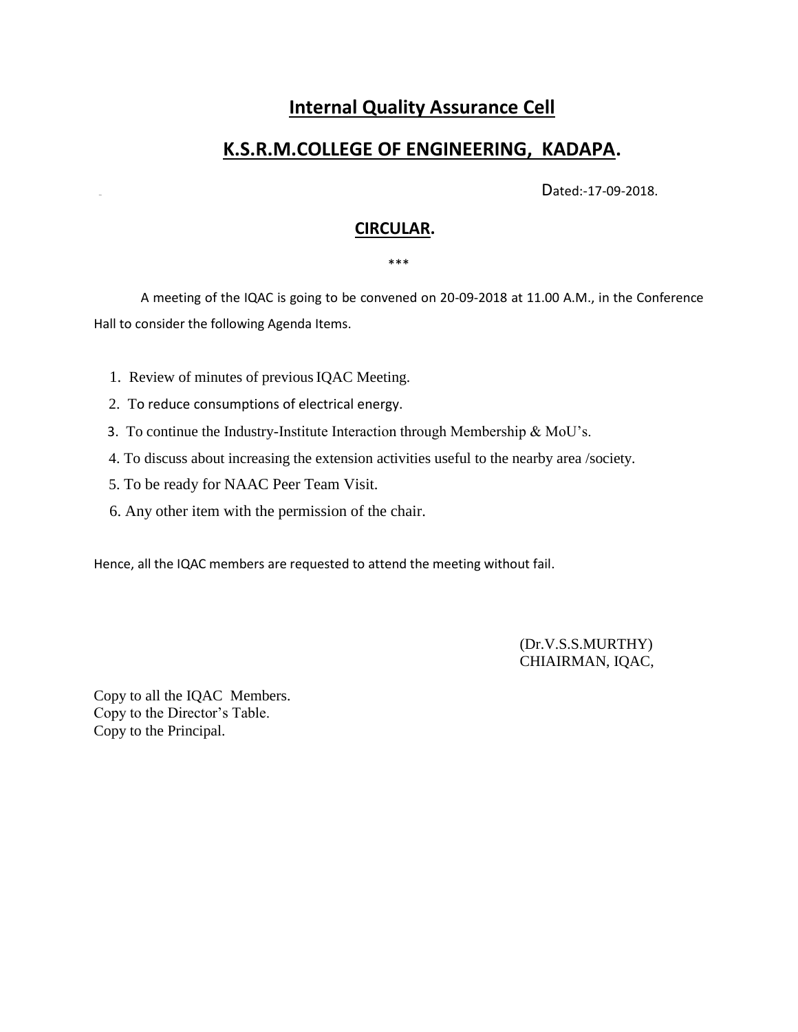# Internal Quality Assurance Cell

# K.S.R.M.COLLEGE OF ENGINEERING, KADAPA.

Dated:-17-09-2018.

## CIRCULAR.

\*\*\*

A meeting of the IQAC is going to be convened on 20-09-2018 at 11.00 A.M., in the Conference Hall to consider the following Agenda Items.

1. Review of minutes of previous IQAC Meeting.
2. To reduce consumptions of electrical energy.
3. To continue the Industry-Institute Interaction through Membership & MoU's.
4. To discuss about increasing the extension activities useful to the nearby area /society.
5. To be ready for NAAC Peer Team Visit.
6. Any other item with the permission of the chair.

Hence, all the IQAC members are requested to attend the meeting without fail.

(Dr.V.S.S.MURTHY)
CHIAIRMAN, IQAC,

Copy to all the IQAC Members.
Copy to the Director's Table.
Copy to the Principal.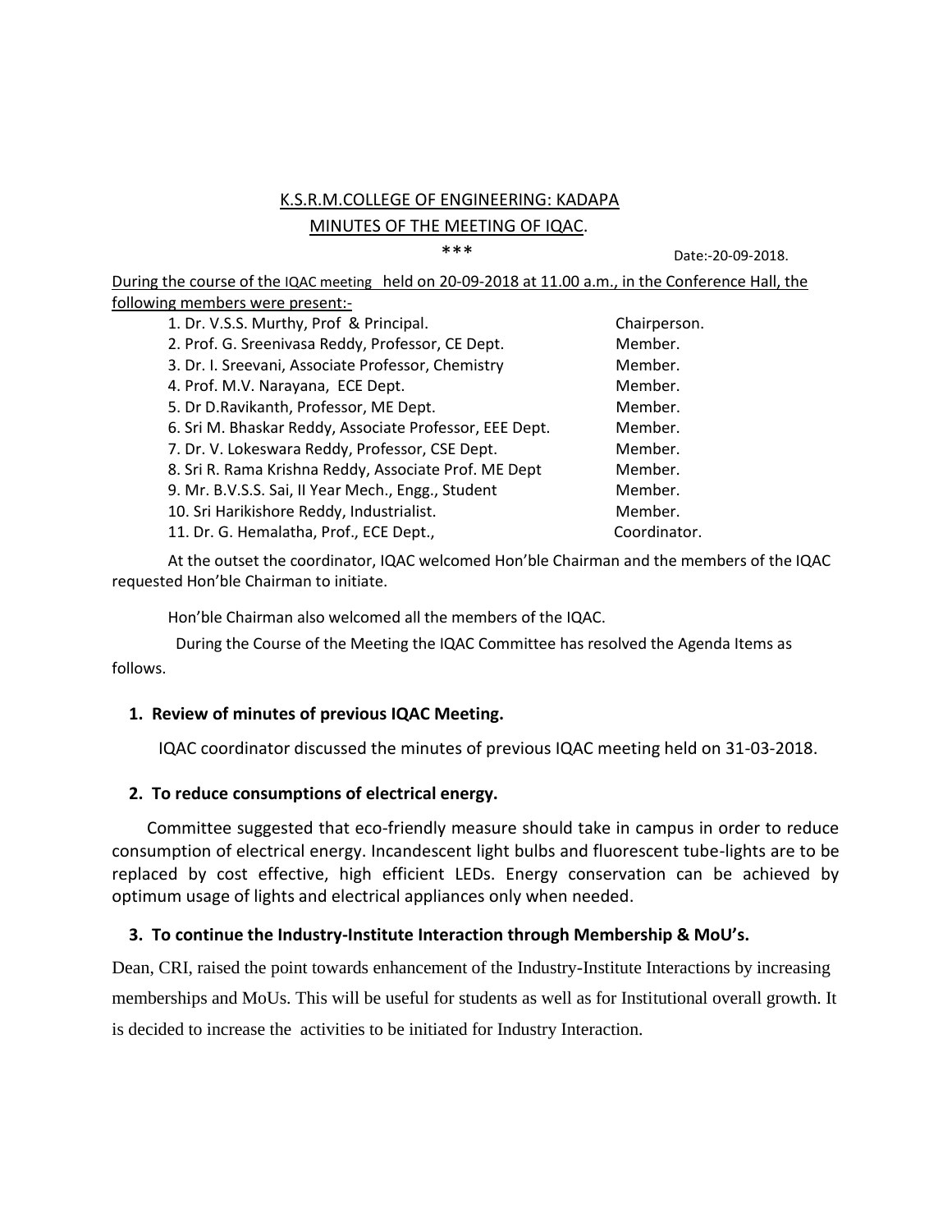# K.S.R.M.COLLEGE OF ENGINEERING: KADAPA

## MINUTES OF THE MEETING OF IQAC.

\*\*\*

Date:-20-09-2018.

During the course of the IQAC meeting held on 20-09-2018 at 11.00 a.m., in the Conference Hall, the following members were present:-

| | |
|---|---|
| 1. Dr. V.S.S. Murthy, Prof & Principal. | Chairperson. |
| 2. Prof. G. Sreenivasa Reddy, Professor, CE Dept. | Member. |
| 3. Dr. I. Sreevani, Associate Professor, Chemistry | Member. |
| 4. Prof. M.V. Narayana, ECE Dept. | Member. |
| 5. Dr D.Ravikanth, Professor, ME Dept. | Member. |
| 6. Sri M. Bhaskar Reddy, Associate Professor, EEE Dept. | Member. |
| 7. Dr. V. Lokeswara Reddy, Professor, CSE Dept. | Member. |
| 8. Sri R. Rama Krishna Reddy, Associate Prof. ME Dept | Member. |
| 9. Mr. B.V.S.S. Sai, II Year Mech., Engg., Student | Member. |
| 10. Sri Harikishore Reddy, Industrialist. | Member. |
| 11. Dr. G. Hemalatha, Prof., ECE Dept., | Coordinator. |

At the outset the coordinator, IQAC welcomed Hon'ble Chairman and the members of the IQAC requested Hon'ble Chairman to initiate.

Hon'ble Chairman also welcomed all the members of the IQAC.

During the Course of the Meeting the IQAC Committee has resolved the Agenda Items as follows.

**1. Review of minutes of previous IQAC Meeting.**

IQAC coordinator discussed the minutes of previous IQAC meeting held on 31-03-2018.

**2. To reduce consumptions of electrical energy.**

Committee suggested that eco-friendly measure should take in campus in order to reduce consumption of electrical energy. Incandescent light bulbs and fluorescent tube-lights are to be replaced by cost effective, high efficient LEDs. Energy conservation can be achieved by optimum usage of lights and electrical appliances only when needed.

**3. To continue the Industry-Institute Interaction through Membership & MoU's.**

Dean, CRI, raised the point towards enhancement of the Industry-Institute Interactions by increasing memberships and MoUs. This will be useful for students as well as for Institutional overall growth. It is decided to increase the activities to be initiated for Industry Interaction.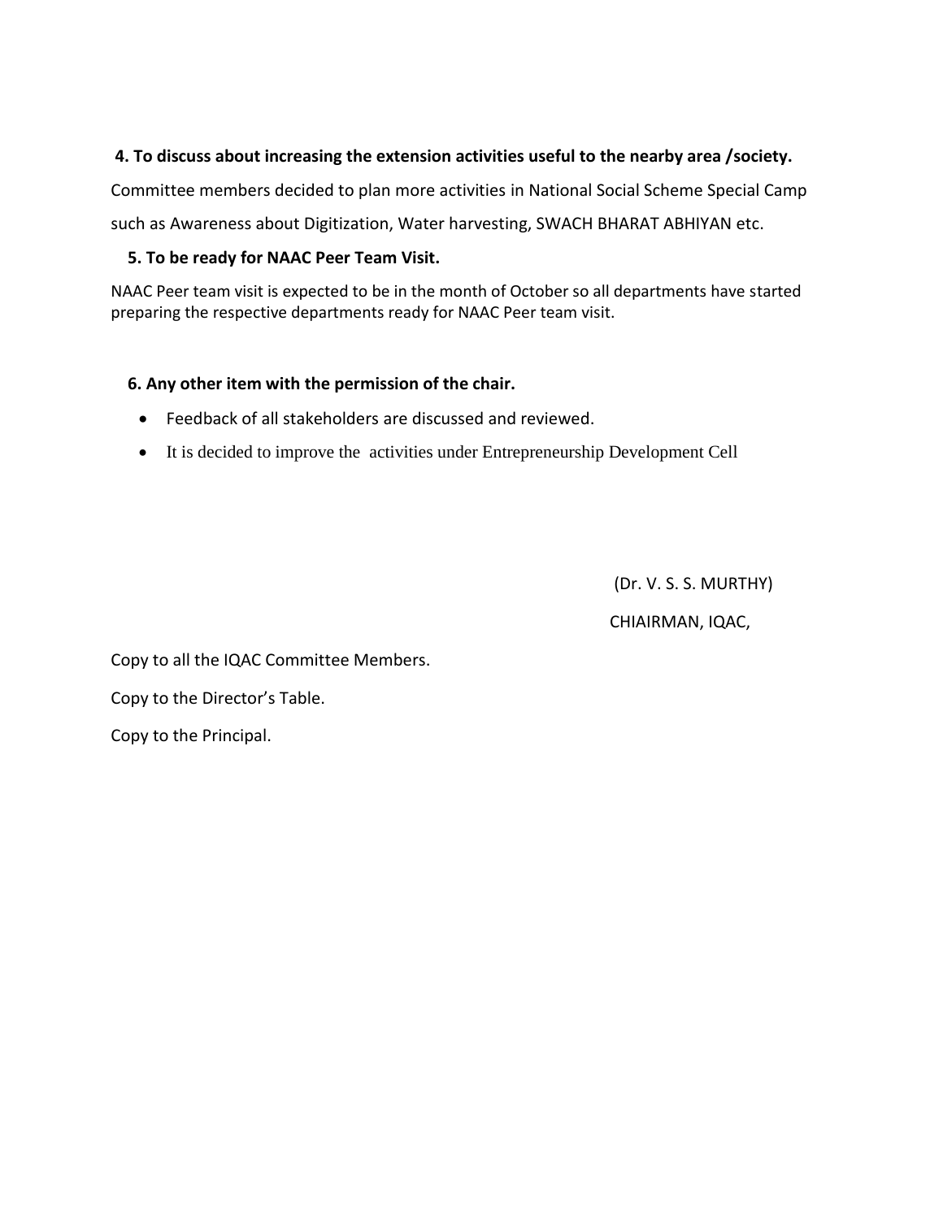**4. To discuss about increasing the extension activities useful to the nearby area /society.**

Committee members decided to plan more activities in National Social Scheme Special Camp such as Awareness about Digitization, Water harvesting, SWACH BHARAT ABHIYAN etc.

**5. To be ready for NAAC Peer Team Visit.**

NAAC Peer team visit is expected to be in the month of October so all departments have started preparing the respective departments ready for NAAC Peer team visit.

**6. Any other item with the permission of the chair.**

- Feedback of all stakeholders are discussed and reviewed.
- It is decided to improve the activities under Entrepreneurship Development Cell

(Dr. V. S. S. MURTHY)

CHIAIRMAN, IQAC,

Copy to all the IQAC Committee Members.

Copy to the Director's Table.

Copy to the Principal.